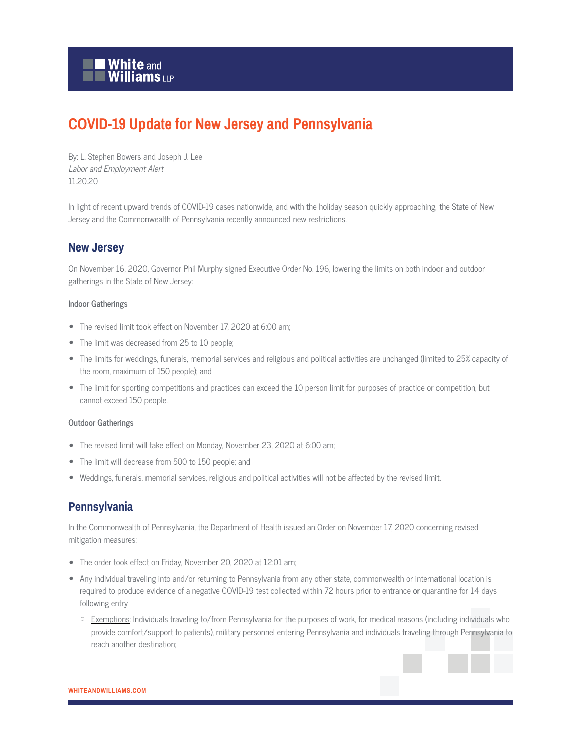# COVID-19 Update for New Jersey and Pennsylvania

By: L. Stephen Bowers and Joseph J. Lee
*Labor and Employment Alert*
11.20.20

In light of recent upward trends of COVID-19 cases nationwide, and with the holiday season quickly approaching, the State of New Jersey and the Commonwealth of Pennsylvania recently announced new restrictions.

## New Jersey

On November 16, 2020, Governor Phil Murphy signed Executive Order No. 196, lowering the limits on both indoor and outdoor gatherings in the State of New Jersey:

#### Indoor Gatherings

- The revised limit took effect on November 17, 2020 at 6:00 am;
- The limit was decreased from 25 to 10 people;
- The limits for weddings, funerals, memorial services and religious and political activities are unchanged (limited to 25% capacity of the room, maximum of 150 people); and
- The limit for sporting competitions and practices can exceed the 10 person limit for purposes of practice or competition, but cannot exceed 150 people.

#### Outdoor Gatherings

- The revised limit will take effect on Monday, November 23, 2020 at 6:00 am;
- The limit will decrease from 500 to 150 people; and
- Weddings, funerals, memorial services, religious and political activities will not be affected by the revised limit.

## Pennsylvania

In the Commonwealth of Pennsylvania, the Department of Health issued an Order on November 17, 2020 concerning revised mitigation measures:

- The order took effect on Friday, November 20, 2020 at 12:01 am;
- Any individual traveling into and/or returning to Pennsylvania from any other state, commonwealth or international location is required to produce evidence of a negative COVID-19 test collected within 72 hours prior to entrance **or** quarantine for 14 days following entry
  - Exemptions: Individuals traveling to/from Pennsylvania for the purposes of work, for medical reasons (including individuals who provide comfort/support to patients), military personnel entering Pennsylvania and individuals traveling through Pennsylvania to reach another destination;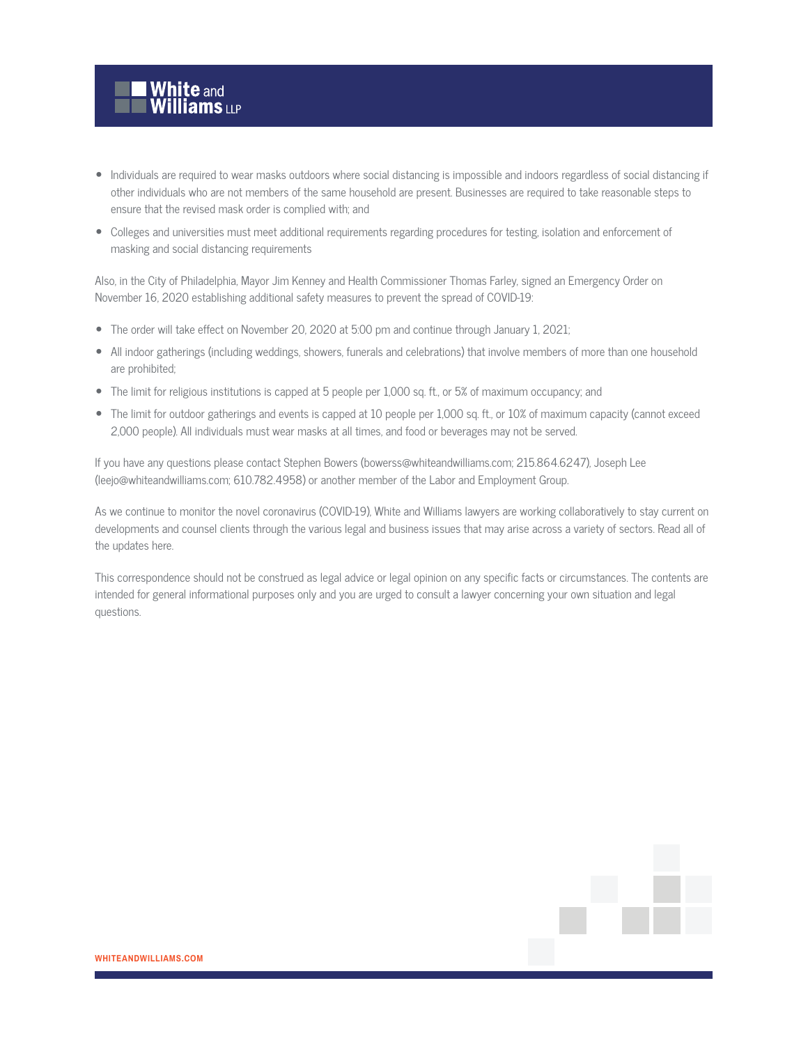- Individuals are required to wear masks outdoors where social distancing is impossible and indoors regardless of social distancing if other individuals who are not members of the same household are present. Businesses are required to take reasonable steps to ensure that the revised mask order is complied with; and
- Colleges and universities must meet additional requirements regarding procedures for testing, isolation and enforcement of masking and social distancing requirements

Also, in the City of Philadelphia, Mayor Jim Kenney and Health Commissioner Thomas Farley, signed an Emergency Order on November 16, 2020 establishing additional safety measures to prevent the spread of COVID-19:

- The order will take effect on November 20, 2020 at 5:00 pm and continue through January 1, 2021;
- All indoor gatherings (including weddings, showers, funerals and celebrations) that involve members of more than one household are prohibited;
- The limit for religious institutions is capped at 5 people per 1,000 sq. ft., or 5% of maximum occupancy; and
- The limit for outdoor gatherings and events is capped at 10 people per 1,000 sq. ft., or 10% of maximum capacity (cannot exceed 2,000 people). All individuals must wear masks at all times, and food or beverages may not be served.

If you have any questions please contact Stephen Bowers (bowerss@whiteandwilliams.com; 215.864.6247), Joseph Lee (leejo@whiteandwilliams.com; 610.782.4958) or another member of the Labor and Employment Group.

As we continue to monitor the novel coronavirus (COVID-19), White and Williams lawyers are working collaboratively to stay current on developments and counsel clients through the various legal and business issues that may arise across a variety of sectors. Read all of the updates here.

This correspondence should not be construed as legal advice or legal opinion on any specific facts or circumstances. The contents are intended for general informational purposes only and you are urged to consult a lawyer concerning your own situation and legal questions.